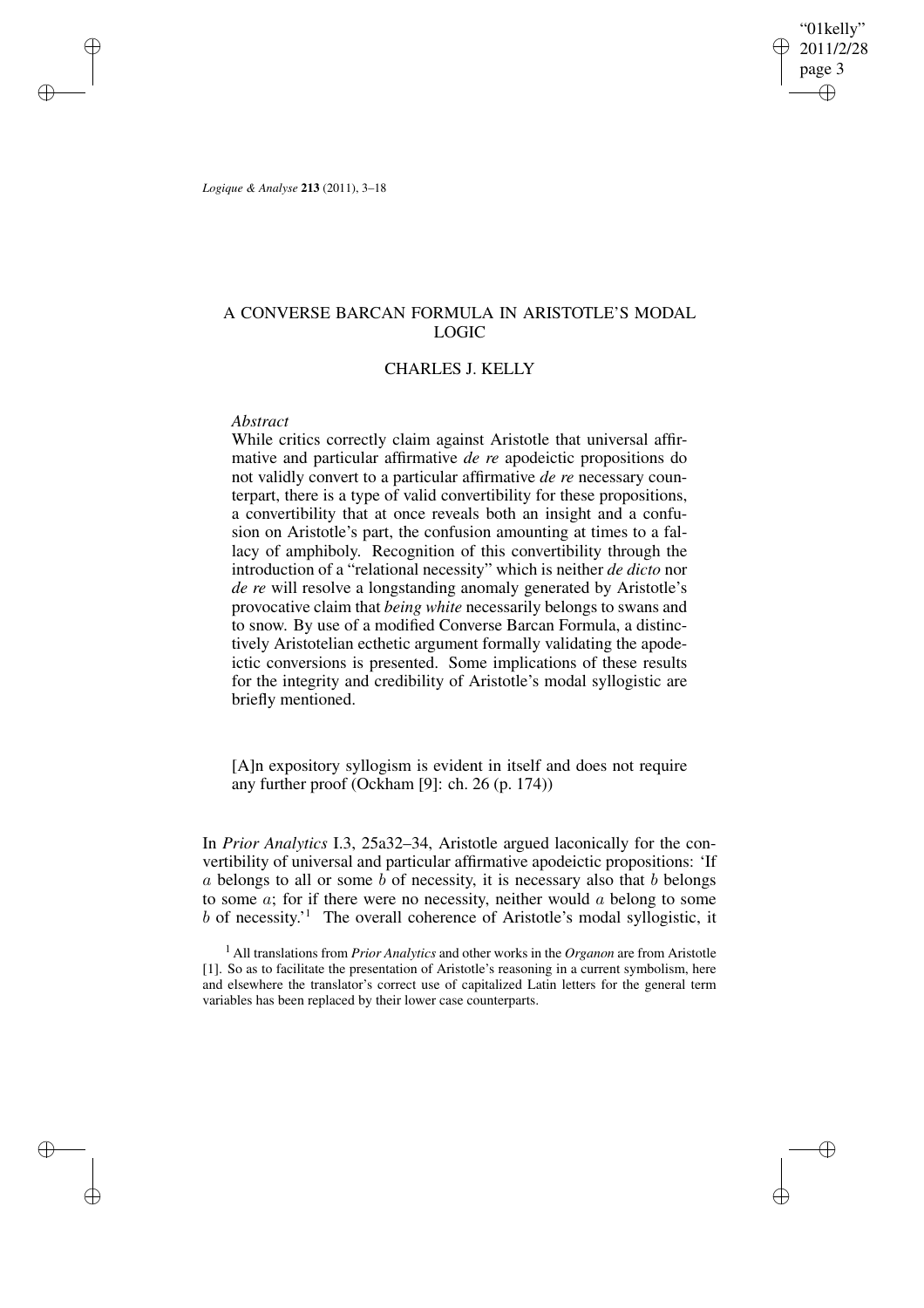# A CONVERSE BARCAN FORMULA IN ARISTOTLE'S MODAL LOGIC

## CHARLES J. KELLY

*Abstract*

While critics correctly claim against Aristotle that universal affirmative and particular affirmative *de re* apodeictic propositions do not validly convert to a particular affirmative *de re* necessary counterpart, there is a type of valid convertibility for these propositions, a convertibility that at once reveals both an insight and a confusion on Aristotle's part, the confusion amounting at times to a fallacy of amphiboly. Recognition of this convertibility through the introduction of a "relational necessity" which is neither *de dicto* nor *de re* will resolve a longstanding anomaly generated by Aristotle's provocative claim that *being white* necessarily belongs to swans and to snow. By use of a modified Converse Barcan Formula, a distinctively Aristotelian ecthetic argument formally validating the apodeictic conversions is presented. Some implications of these results for the integrity and credibility of Aristotle's modal syllogistic are briefly mentioned.

> [A]n expository syllogism is evident in itself and does not require any further proof (Ockham [9]: ch. 26 (p. 174))

In *Prior Analytics* I.3, 25a32–34, Aristotle argued laconically for the convertibility of universal and particular affirmative apodeictic propositions: 'If $a$ belongs to all or some $b$ of necessity, it is necessary also that $b$ belongs to some $a$; for if there were no necessity, neither would $a$ belong to some $b$ of necessity.'[1] The overall coherence of Aristotle's modal syllogistic, it

[1] All translations from *Prior Analytics* and other works in the *Organon* are from Aristotle [1]. So as to facilitate the presentation of Aristotle's reasoning in a current symbolism, here and elsewhere the translator's correct use of capitalized Latin letters for the general term variables has been replaced by their lower case counterparts.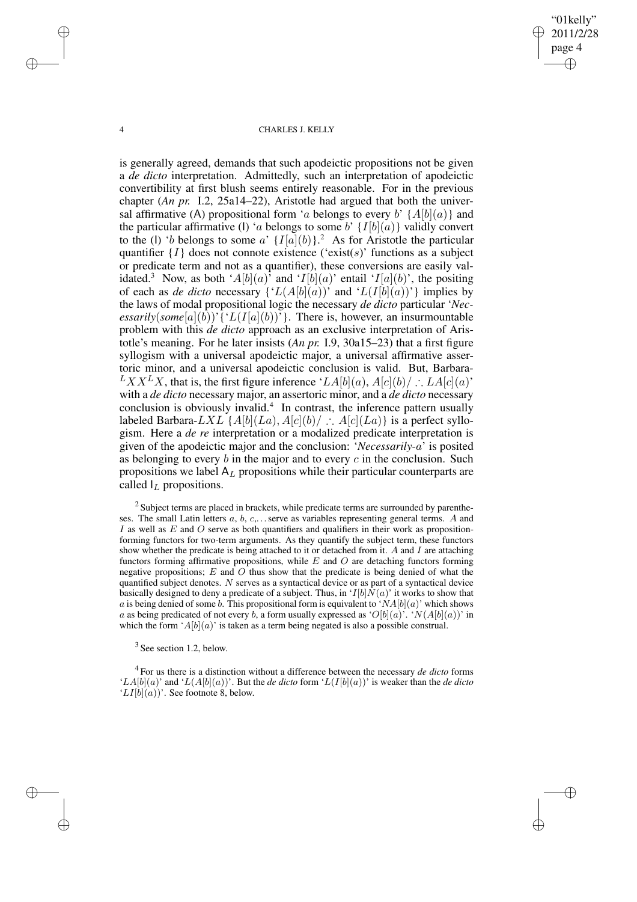is generally agreed, demands that such apodeictic propositions not be given a *de dicto* interpretation. Admittedly, such an interpretation of apodeictic convertibility at first blush seems entirely reasonable. For in the previous chapter (*An pr.* I.2, 25a14–22), Aristotle had argued that both the universal affirmative (A) propositional form '$a$ belongs to every $b$' $\{A[b](a)\}$ and the particular affirmative (I) '$a$ belongs to some $b$' $\{I[b](a)\}$ validly convert to the (I) '$b$ belongs to some $a$' $\{I[a](b)\}$.[2] As for Aristotle the particular quantifier $\{I\}$ does not connote existence ('exist($s$)' functions as a subject or predicate term and not as a quantifier), these conversions are easily validated.[3] Now, as both '$A[b](a)$' and '$I[b](a)$' entail '$I[a](b)$', the positing of each as *de dicto* necessary $\{$'$L(A[b](a))$' and '$L(I[b](a))$'$\}$ implies by the laws of modal propositional logic the necessary *de dicto* particular '*Necessarily*(*some*$[a](b)$)'$\{$'$L(I[a](b))$'$\}$. There is, however, an insurmountable problem with this *de dicto* approach as an exclusive interpretation of Aristotle's meaning. For he later insists (*An pr.* I.9, 30a15–23) that a first figure syllogism with a universal apodeictic major, a universal affirmative assertoric minor, and a universal apodeictic conclusion is valid. But, Barbara-${}^{L}XX^{L}X$, that is, the first figure inference '$LA[b](a), A[c](b)/ \therefore LA[c](a)$' with a *de dicto* necessary major, an assertoric minor, and a *de dicto* necessary conclusion is obviously invalid.[4] In contrast, the inference pattern usually labeled Barbara-$LXL$ $\{A[b](La), A[c](b)/ \therefore A[c](La)\}$ is a perfect syllogism. Here a *de re* interpretation or a modalized predicate interpretation is given of the apodeictic major and the conclusion: '*Necessarily*-$a$' is posited as belonging to every $b$ in the major and to every $c$ in the conclusion. Such propositions we label $\mathsf{A}_L$ propositions while their particular counterparts are called $\mathsf{I}_L$ propositions.

[2] Subject terms are placed in brackets, while predicate terms are surrounded by parentheses. The small Latin letters $a$, $b$, $c$,... serve as variables representing general terms. $A$ and $I$ as well as $E$ and $O$ serve as both quantifiers and qualifiers in their work as proposition-forming functors for two-term arguments. As they quantify the subject term, these functors show whether the predicate is being attached to it or detached from it. $A$ and $I$ are attaching functors forming affirmative propositions, while $E$ and $O$ are detaching functors forming negative propositions; $E$ and $O$ thus show that the predicate is being denied of what the quantified subject denotes. $N$ serves as a syntactical device or as part of a syntactical device basically designed to deny a predicate of a subject. Thus, in '$I[b]N(a)$' it works to show that $a$ is being denied of some $b$. This propositional form is equivalent to '$NA[b](a)$' which shows $a$ as being predicated of not every $b$, a form usually expressed as '$O[b](a)$'. '$N(A[b](a))$' in which the form '$A[b](a)$' is taken as a term being negated is also a possible construal.

[3] See section 1.2, below.

[4] For us there is a distinction without a difference between the necessary *de dicto* forms '$LA[b](a)$' and '$L(A[b](a))$'. But the *de dicto* form '$L(I[b](a))$' is weaker than the *de dicto* '$LI[b](a)$'. See footnote 8, below.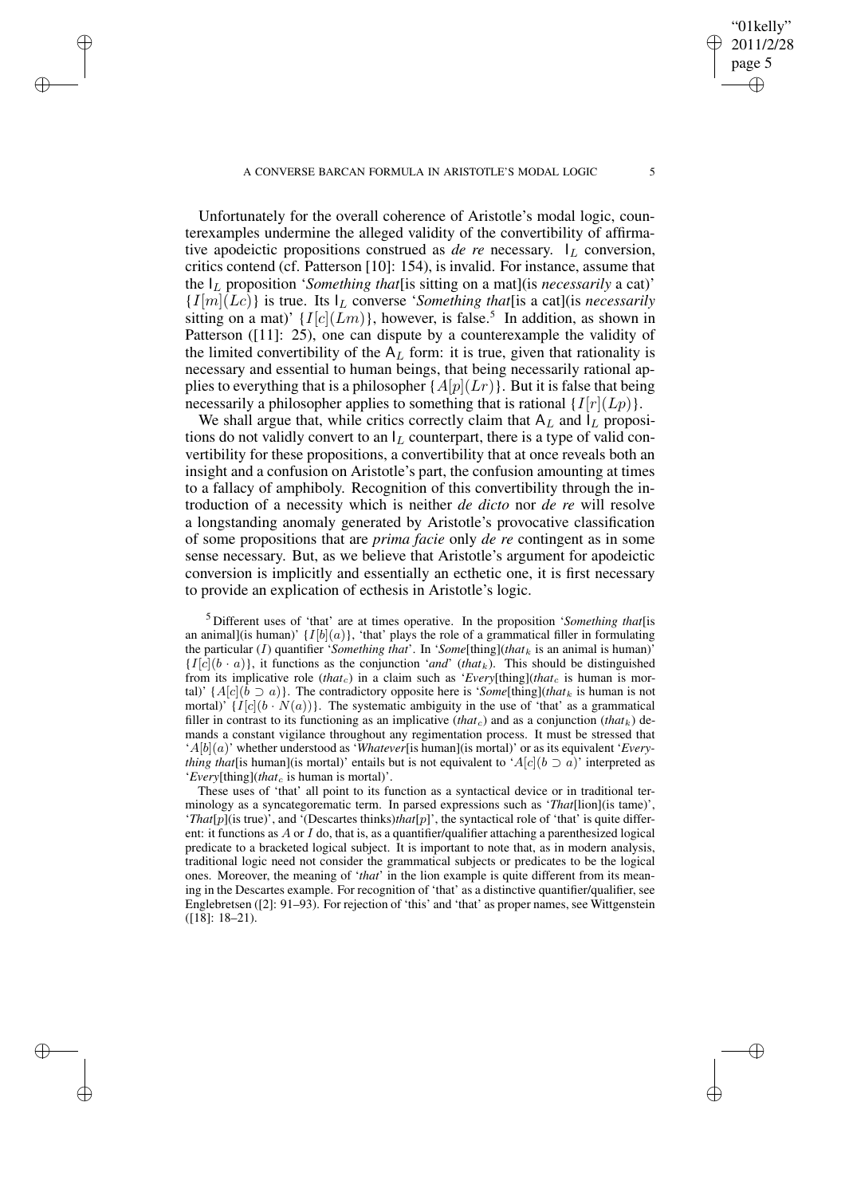Unfortunately for the overall coherence of Aristotle's modal logic, counterexamples undermine the alleged validity of the convertibility of affirmative apodeictic propositions construed as *de re* necessary. $\mathsf{I}_L$ conversion, critics contend (cf. Patterson [10]: 154), is invalid. For instance, assume that the $\mathsf{I}_L$ proposition '*Something that*[is sitting on a mat](is *necessarily* a cat)' $\{I[m](Lc)\}$ is true. Its $\mathsf{I}_L$ converse '*Something that*[is a cat](is *necessarily* sitting on a mat)' $\{I[c](Lm)\}$, however, is false.[5] In addition, as shown in Patterson ([11]: 25), one can dispute by a counterexample the validity of the limited convertibility of the $\mathsf{A}_L$ form: it is true, given that rationality is necessary and essential to human beings, that being necessarily rational applies to everything that is a philosopher $\{A[p](Lr)\}$. But it is false that being necessarily a philosopher applies to something that is rational $\{I[r](Lp)\}$.

We shall argue that, while critics correctly claim that $\mathsf{A}_L$ and $\mathsf{I}_L$ propositions do not validly convert to an $\mathsf{I}_L$ counterpart, there is a type of valid convertibility for these propositions, a convertibility that at once reveals both an insight and a confusion on Aristotle's part, the confusion amounting at times to a fallacy of amphiboly. Recognition of this convertibility through the introduction of a necessity which is neither *de dicto* nor *de re* will resolve a longstanding anomaly generated by Aristotle's provocative classification of some propositions that are *prima facie* only *de re* contingent as in some sense necessary. But, as we believe that Aristotle's argument for apodeictic conversion is implicitly and essentially an ecthetic one, it is first necessary to provide an explication of ecthesis in Aristotle's logic.

[5] Different uses of 'that' are at times operative. In the proposition '*Something that*[is an animal](is human)' $\{I[b](a)\}$, 'that' plays the role of a grammatical filler in formulating the particular ($I$) quantifier '*Something that*'. In '*Some*[thing](*that*$_k$ is an animal is human)' $\{I[c](b \cdot a)\}$, it functions as the conjunction '*and*' (*that*$_k$). This should be distinguished from its implicative role (*that*$_c$) in a claim such as '*Every*[thing](*that*$_c$ is human is mortal)' $\{A[c](b \supset a)\}$. The contradictory opposite here is '*Some*[thing](*that*$_k$ is human is not mortal)' $\{I[c](b \cdot N(a))\}$. The systematic ambiguity in the use of 'that' as a grammatical filler in contrast to its functioning as an implicative (*that*$_c$) and as a conjunction (*that*$_k$) demands a constant vigilance throughout any regimentation process. It must be stressed that '$A[b](a)$' whether understood as '*Whatever*[is human](is mortal)' or as its equivalent '*Everything that*[is human](is mortal)' entails but is not equivalent to '$A[c](b \supset a)$' interpreted as '*Every*[thing](*that*$_c$ is human is mortal)'.

These uses of 'that' all point to its function as a syntactical device or in traditional terminology as a syncategorematic term. In parsed expressions such as '*That*[lion](is tame)', '*That*[$p$](is true)', and '(Descartes thinks)*that*[$p$]', the syntactical role of 'that' is quite different: it functions as $A$ or $I$ do, that is, as a quantifier/qualifier attaching a parenthesized logical predicate to a bracketed logical subject. It is important to note that, as in modern analysis, traditional logic need not consider the grammatical subjects or predicates to be the logical ones. Moreover, the meaning of '*that*' in the lion example is quite different from its meaning in the Descartes example. For recognition of 'that' as a distinctive quantifier/qualifier, see Englebretsen ([2]: 91–93). For rejection of 'this' and 'that' as proper names, see Wittgenstein ([18]: 18–21).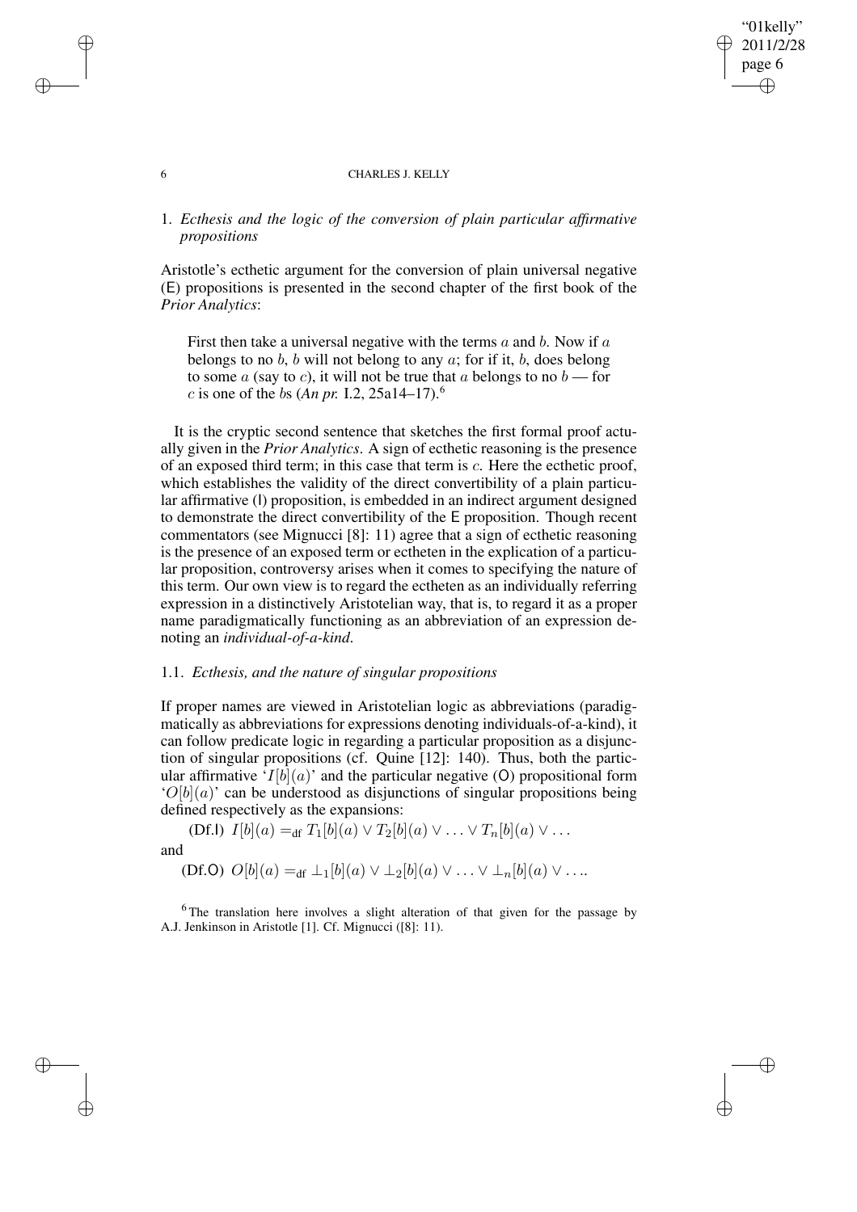## 1. *Ecthesis and the logic of the conversion of plain particular affirmative propositions*

Aristotle's ecthetic argument for the conversion of plain universal negative (E) propositions is presented in the second chapter of the first book of the *Prior Analytics*:

> First then take a universal negative with the terms $a$ and $b$. Now if $a$ belongs to no $b$, $b$ will not belong to any $a$; for if it, $b$, does belong to some $a$ (say to $c$), it will not be true that $a$ belongs to no $b$ — for $c$ is one of the $b$s (*An pr.* I.2, 25a14–17).[6]

It is the cryptic second sentence that sketches the first formal proof actually given in the *Prior Analytics*. A sign of ecthetic reasoning is the presence of an exposed third term; in this case that term is $c$. Here the ecthetic proof, which establishes the validity of the direct convertibility of a plain particular affirmative (I) proposition, is embedded in an indirect argument designed to demonstrate the direct convertibility of the E proposition. Though recent commentators (see Mignucci [8]: 11) agree that a sign of ecthetic reasoning is the presence of an exposed term or ectheten in the explication of a particular proposition, controversy arises when it comes to specifying the nature of this term. Our own view is to regard the ectheten as an individually referring expression in a distinctively Aristotelian way, that is, to regard it as a proper name paradigmatically functioning as an abbreviation of an expression denoting an *individual-of-a-kind*.

### 1.1. *Ecthesis, and the nature of singular propositions*

If proper names are viewed in Aristotelian logic as abbreviations (paradigmatically as abbreviations for expressions denoting individuals-of-a-kind), it can follow predicate logic in regarding a particular proposition as a disjunction of singular propositions (cf. Quine [12]: 140). Thus, both the particular affirmative '$I[b](a)$' and the particular negative (O) propositional form '$O[b](a)$' can be understood as disjunctions of singular propositions being defined respectively as the expansions:

(Df.I) $I[b](a) =_{\text{df}} T_1[b](a) \vee T_2[b](a) \vee \ldots \vee T_n[b](a) \vee \ldots$

and

(Df.O) $O[b](a) =_{\text{df}} \perp_1[b](a) \vee \perp_2[b](a) \vee \ldots \vee \perp_n[b](a) \vee \ldots$.

[6] The translation here involves a slight alteration of that given for the passage by A.J. Jenkinson in Aristotle [1]. Cf. Mignucci ([8]: 11).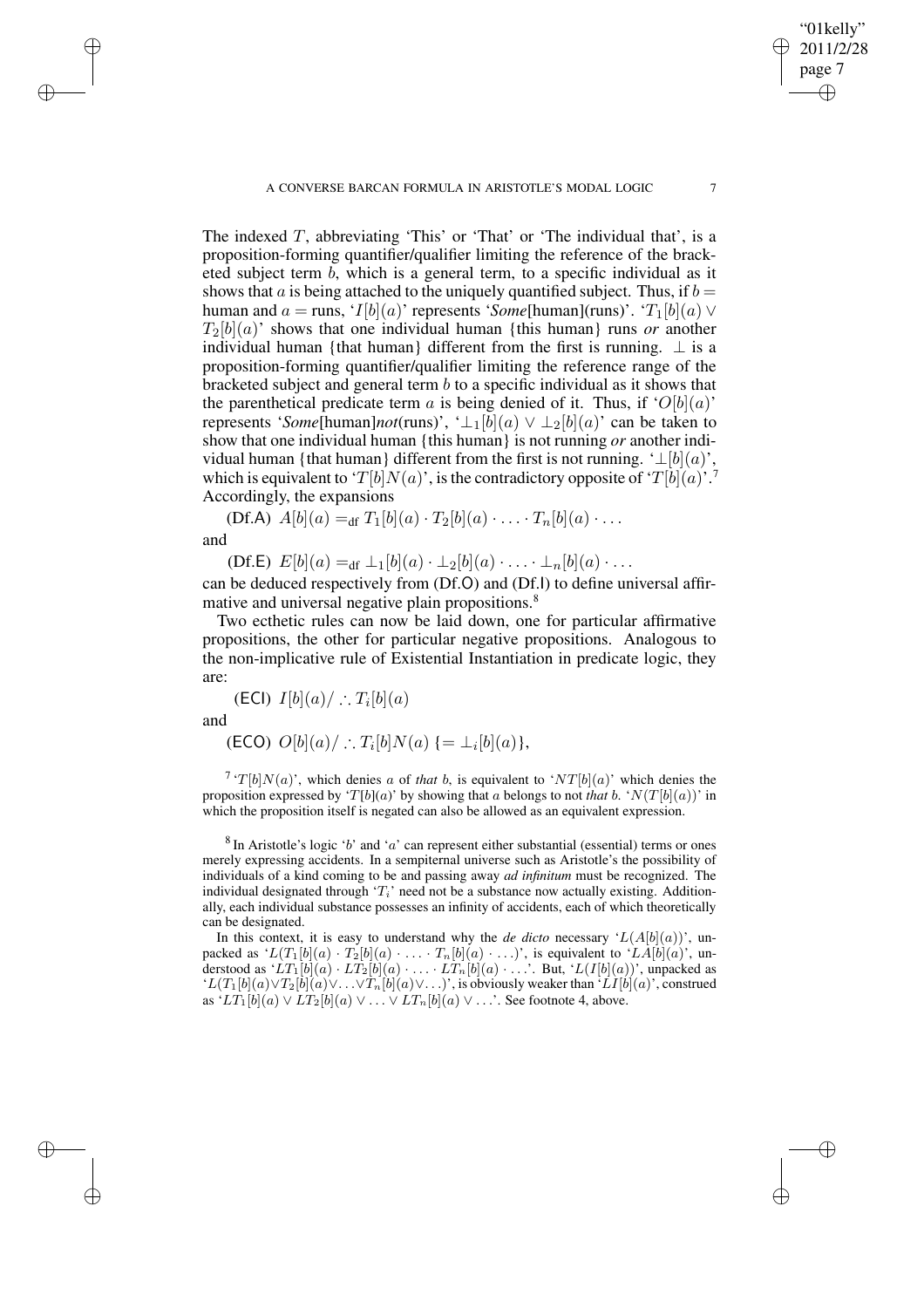The indexed $T$, abbreviating 'This' or 'That' or 'The individual that', is a proposition-forming quantifier/qualifier limiting the reference of the bracketed subject term $b$, which is a general term, to a specific individual as it shows that $a$ is being attached to the uniquely quantified subject. Thus, if $b =$ human and $a =$ runs, '$I[b](a)$' represents '*Some*[human](runs)'. '$T_1[b](a) \vee T_2[b](a)$' shows that one individual human {this human} runs *or* another individual human {that human} different from the first is running. $\perp$ is a proposition-forming quantifier/qualifier limiting the reference range of the bracketed subject and general term $b$ to a specific individual as it shows that the parenthetical predicate term $a$ is being denied of it. Thus, if '$O[b](a)$' represents '*Some*[human]*not*(runs)', '$\perp_1[b](a) \vee \perp_2[b](a)$' can be taken to show that one individual human {this human} is not running *or* another individual human {that human} different from the first is not running. '$\perp[b](a)$', which is equivalent to '$T[b]N(a)$', is the contradictory opposite of '$T[b](a)$'.[7] Accordingly, the expansions

(Df.A) $A[b](a) =_{\text{df}} T_1[b](a) \cdot T_2[b](a) \cdot \ldots \cdot T_n[b](a) \cdot \ldots$

and

(Df.E) $E[b](a) =_{\text{df}} \perp_1[b](a) \cdot \perp_2[b](a) \cdot \ldots \cdot \perp_n[b](a) \cdot \ldots$

can be deduced respectively from (Df.O) and (Df.I) to define universal affirmative and universal negative plain propositions.[8]

Two ecthetic rules can now be laid down, one for particular affirmative propositions, the other for particular negative propositions. Analogous to the non-implicative rule of Existential Instantiation in predicate logic, they are:

(ECI) $I[b](a) / \therefore T_i[b](a)$

and

(ECO) $O[b](a) / \therefore T_i[b]N(a)$ $\{= \perp_i[b](a)\}$,

[7] '$T[b]N(a)$', which denies $a$ of *that* $b$, is equivalent to '$NT[b](a)$' which denies the proposition expressed by '$T[b](a)$' by showing that $a$ belongs to not *that* $b$. '$N(T[b](a))$' in which the proposition itself is negated can also be allowed as an equivalent expression.

[8] In Aristotle's logic '$b$' and '$a$' can represent either substantial (essential) terms or ones merely expressing accidents. In a sempiternal universe such as Aristotle's the possibility of individuals of a kind coming to be and passing away *ad infinitum* must be recognized. The individual designated through '$T_i$' need not be a substance now actually existing. Additionally, each individual substance possesses an infinity of accidents, each of which theoretically can be designated.

In this context, it is easy to understand why the *de dicto* necessary '$L(A[b](a))$', unpacked as '$L(T_1[b](a) \cdot T_2[b](a) \cdot \ldots \cdot T_n[b](a) \cdot \ldots)$', is equivalent to '$LA[b](a)$', understood as '$LT_1[b](a) \cdot LT_2[b](a) \cdot \ldots \cdot LT_n[b](a) \cdot \ldots$'. But, '$L(I[b](a))$', unpacked as '$L(T_1[b](a) \vee T_2[b](a) \vee \ldots \vee T_n[b](a) \vee \ldots)$', is obviously weaker than '$LI[b](a)$', construed as '$LT_1[b](a) \vee LT_2[b](a) \vee \ldots \vee LT_n[b](a) \vee \ldots$'. See footnote 4, above.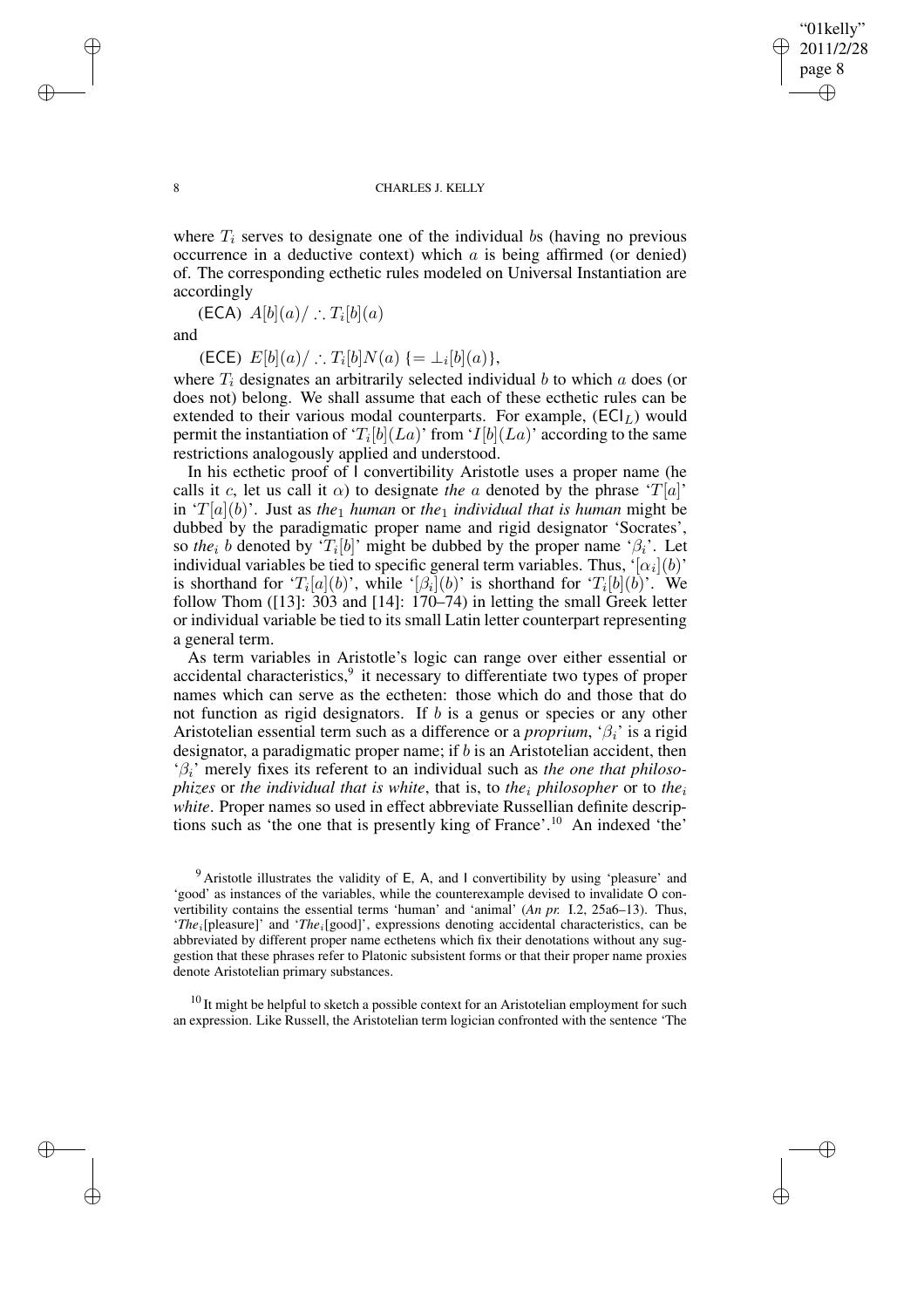where $T_i$ serves to designate one of the individual $b$s (having no previous occurrence in a deductive context) which $a$ is being affirmed (or denied) of. The corresponding ecthetic rules modeled on Universal Instantiation are accordingly

(ECA) $A[b](a)/ \therefore T_i[b](a)$

and

(ECE) $E[b](a)/ \therefore T_i[b]N(a)$ $\{= \perp_i[b](a)\}$,

where $T_i$ designates an arbitrarily selected individual $b$ to which $a$ does (or does not) belong. We shall assume that each of these ecthetic rules can be extended to their various modal counterparts. For example, (ECI$_L$) would permit the instantiation of '$T_i[b](La)$' from '$I[b](La)$' according to the same restrictions analogously applied and understood.

In his ecthetic proof of I convertibility Aristotle uses a proper name (he calls it $c$, let us call it $\alpha$) to designate *the* $a$ denoted by the phrase '$T[a]$' in '$T[a](b)$'. Just as *the*$_1$ *human* or *the*$_1$ *individual that is human* might be dubbed by the paradigmatic proper name and rigid designator 'Socrates', so *the*$_i$ $b$ denoted by '$T_i[b]$' might be dubbed by the proper name '$\beta_i$'. Let individual variables be tied to specific general term variables. Thus, '$[\alpha_i](b)$' is shorthand for '$T_i[a](b)$', while '$[\beta_i](b)$' is shorthand for '$T_i[b](b)$'. We follow Thom ([13]: 303 and [14]: 170–74) in letting the small Greek letter or individual variable be tied to its small Latin letter counterpart representing a general term.

As term variables in Aristotle's logic can range over either essential or accidental characteristics,[9] it necessary to differentiate two types of proper names which can serve as the ectheten: those which do and those that do not function as rigid designators. If $b$ is a genus or species or any other Aristotelian essential term such as a difference or a *proprium*, '$\beta_i$' is a rigid designator, a paradigmatic proper name; if $b$ is an Aristotelian accident, then '$\beta_i$' merely fixes its referent to an individual such as *the one that philosophizes* or *the individual that is white*, that is, to *the*$_i$ *philosopher* or to *the*$_i$ *white*. Proper names so used in effect abbreviate Russellian definite descriptions such as 'the one that is presently king of France'.[10] An indexed 'the'

[9] Aristotle illustrates the validity of E, A, and I convertibility by using 'pleasure' and 'good' as instances of the variables, while the counterexample devised to invalidate O convertibility contains the essential terms 'human' and 'animal' (*An pr.* I.2, 25a6–13). Thus, '*The*$_i$[pleasure]' and '*The*$_i$[good]', expressions denoting accidental characteristics, can be abbreviated by different proper name ecthetens which fix their denotations without any suggestion that these phrases refer to Platonic subsistent forms or that their proper name proxies denote Aristotelian primary substances.

[10] It might be helpful to sketch a possible context for an Aristotelian employment for such an expression. Like Russell, the Aristotelian term logician confronted with the sentence 'The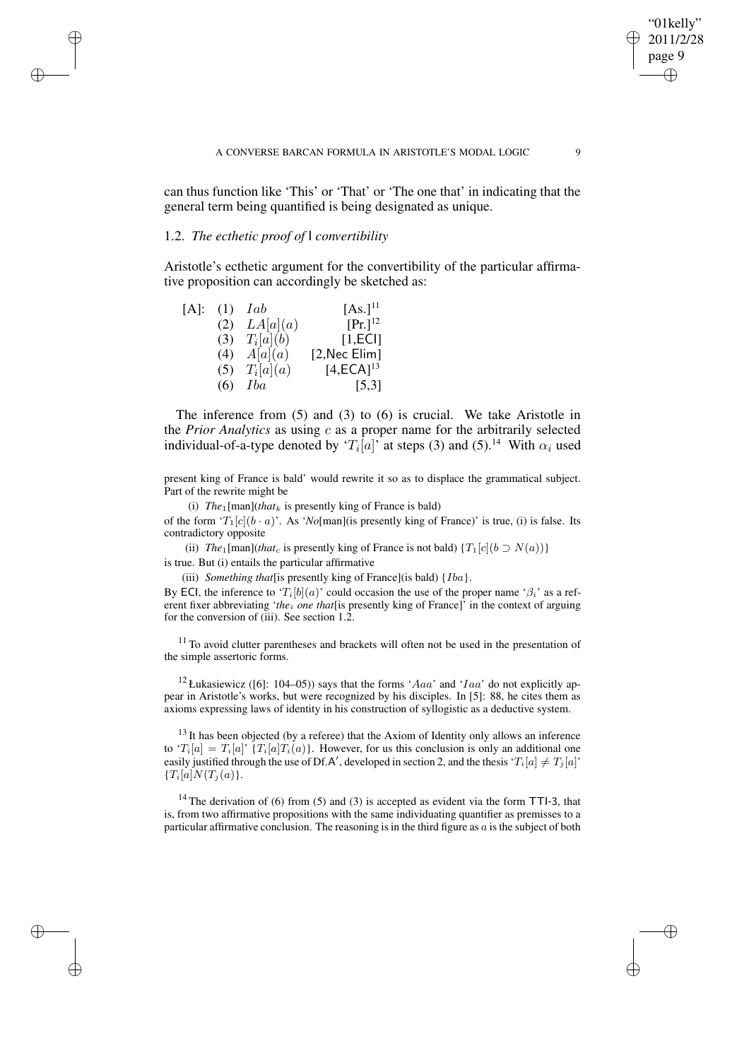can thus function like 'This' or 'That' or 'The one that' in indicating that the general term being quantified is being designated as unique.

### 1.2. *The ecthetic proof of* I *convertibility*

Aristotle's ecthetic argument for the convertibility of the particular affirmative proposition can accordingly be sketched as:

| [A]: | | | |
|---|---|---|---|
| | (1) | $Iab$ | [As.][11] |
| | (2) | $LA[a](a)$ | [Pr.][12] |
| | (3) | $T_i[a](b)$ | [1,ECI] |
| | (4) | $A[a](a)$ | [2,Nec Elim] |
| | (5) | $T_i[a](a)$ | [4,ECA][13] |
| | (6) | $Iba$ | [5,3] |

The inference from (5) and (3) to (6) is crucial. We take Aristotle in the *Prior Analytics* as using $c$ as a proper name for the arbitrarily selected individual-of-a-type denoted by '$T_i[a]$' at steps (3) and (5).[14] With $\alpha_i$ used

---

present king of France is bald' would rewrite it so as to displace the grammatical subject. Part of the rewrite might be

(i) *The*$_1$[man](*that*$_k$ is presently king of France is bald)

of the form '$T_1[c](b \cdot a)$'. As '*No*[man](is presently king of France)' is true, (i) is false. Its contradictory opposite

(ii) *The*$_1$[man](*that*$_c$ is presently king of France is not bald) $\{T_1[c](b \supset N(a))\}$

is true. But (i) entails the particular affirmative

(iii) *Something that*[is presently king of France](is bald) $\{Iba\}$.

By ECI, the inference to '$T_i[b](a)$' could occasion the use of the proper name '$\beta_i$' as a referent fixer abbreviating '*the*$_i$ *one that*[is presently king of France]' in the context of arguing for the conversion of (iii). See section 1.2.

[11] To avoid clutter parentheses and brackets will often not be used in the presentation of the simple assertoric forms.

[12] Łukasiewicz ([6]: 104–05)) says that the forms '$Aaa$' and '$Iaa$' do not explicitly appear in Aristotle's works, but were recognized by his disciples. In [5]: 88, he cites them as axioms expressing laws of identity in his construction of syllogistic as a deductive system.

[13] It has been objected (by a referee) that the Axiom of Identity only allows an inference to '$T_i[a] = T_i[a]$' $\{T_i[a]T_i(a)\}$. However, for us this conclusion is only an additional one easily justified through the use of Df.A′, developed in section 2, and the thesis '$T_i[a] \neq T_j[a]$' $\{T_i[a]N(T_j(a)\}$.

[14] The derivation of (6) from (5) and (3) is accepted as evident via the form TTI-3, that is, from two affirmative propositions with the same individuating quantifier as premisses to a particular affirmative conclusion. The reasoning is in the third figure as $a$ is the subject of both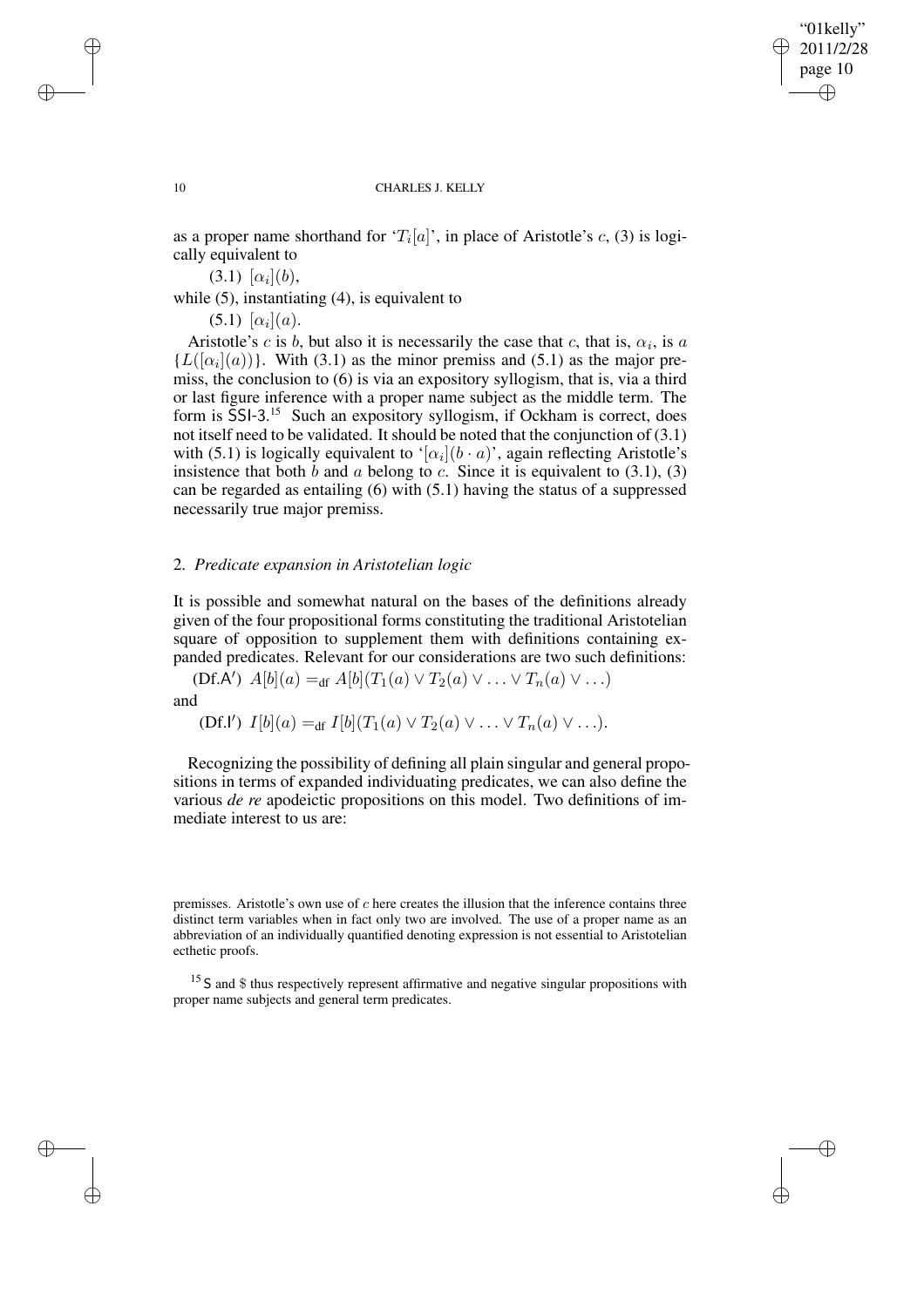as a proper name shorthand for '$T_i[a]$', in place of Aristotle's $c$, (3) is logically equivalent to

(3.1) $[\alpha_i](b)$,

while (5), instantiating (4), is equivalent to

(5.1) $[\alpha_i](a)$.

Aristotle's $c$ is $b$, but also it is necessarily the case that $c$, that is, $\alpha_i$, is $a$ $\{L([\alpha_i](a))\}$. With (3.1) as the minor premiss and (5.1) as the major premiss, the conclusion to (6) is via an expository syllogism, that is, via a third or last figure inference with a proper name subject as the middle term. The form is SSI-3.[15] Such an expository syllogism, if Ockham is correct, does not itself need to be validated. It should be noted that the conjunction of (3.1) with (5.1) is logically equivalent to '$[\alpha_i](b \cdot a)$', again reflecting Aristotle's insistence that both $b$ and $a$ belong to $c$. Since it is equivalent to (3.1), (3) can be regarded as entailing (6) with (5.1) having the status of a suppressed necessarily true major premiss.

## 2. *Predicate expansion in Aristotelian logic*

It is possible and somewhat natural on the bases of the definitions already given of the four propositional forms constituting the traditional Aristotelian square of opposition to supplement them with definitions containing expanded predicates. Relevant for our considerations are two such definitions:

(Df.A′) $A[b](a) =_{\text{df}} A[b](T_1(a) \vee T_2(a) \vee \ldots \vee T_n(a) \vee \ldots)$

and

(Df.I′) $I[b](a) =_{\text{df}} I[b](T_1(a) \vee T_2(a) \vee \ldots \vee T_n(a) \vee \ldots)$.

Recognizing the possibility of defining all plain singular and general propositions in terms of expanded individuating predicates, we can also define the various *de re* apodeictic propositions on this model. Two definitions of immediate interest to us are:

premisses. Aristotle's own use of $c$ here creates the illusion that the inference contains three distinct term variables when in fact only two are involved. The use of a proper name as an abbreviation of an individually quantified denoting expression is not essential to Aristotelian ecthetic proofs.

[15] S and $ thus respectively represent affirmative and negative singular propositions with proper name subjects and general term predicates.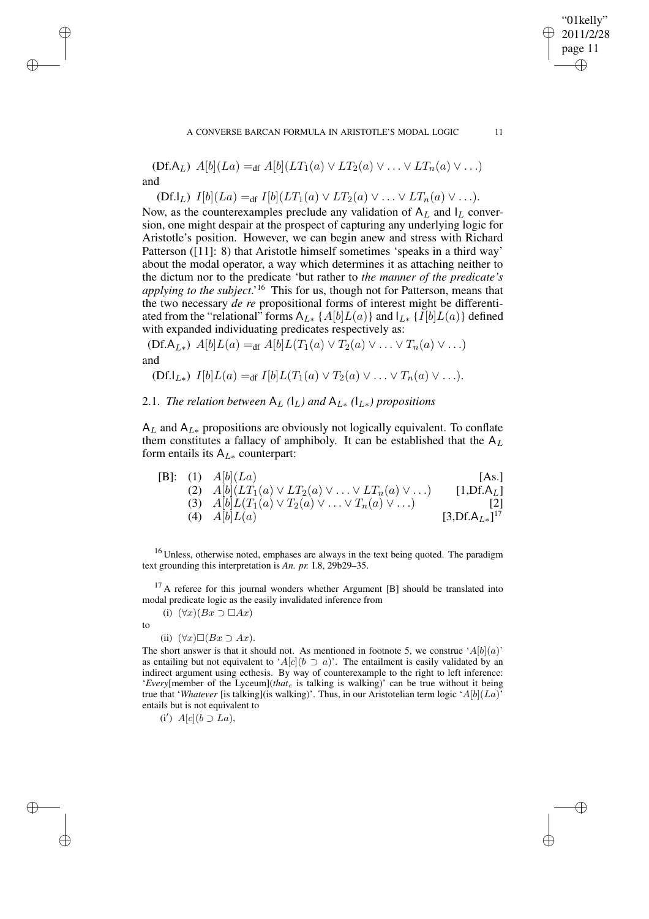(Df.$\mathsf{A}_L$) $A[b](La) =_{\text{df}} A[b](LT_1(a) \vee LT_2(a) \vee \ldots \vee LT_n(a) \vee \ldots)$

and

(Df.$\mathsf{I}_L$) $I[b](La) =_{\text{df}} I[b](LT_1(a) \vee LT_2(a) \vee \ldots \vee LT_n(a) \vee \ldots)$.

Now, as the counterexamples preclude any validation of $\mathsf{A}_L$ and $\mathsf{I}_L$ conversion, one might despair at the prospect of capturing any underlying logic for Aristotle's position. However, we can begin anew and stress with Richard Patterson ([11]: 8) that Aristotle himself sometimes 'speaks in a third way' about the modal operator, a way which determines it as attaching neither to the dictum nor to the predicate 'but rather to *the manner of the predicate's applying to the subject*.'[16] This for us, though not for Patterson, means that the two necessary *de re* propositional forms of interest might be differentiated from the "relational" forms $\mathsf{A}_{L*}$ $\{A[b]L(a)\}$ and $\mathsf{I}_{L*}$ $\{I[b]L(a)\}$ defined with expanded individuating predicates respectively as:

(Df.$\mathsf{A}_{L*}$) $A[b]L(a) =_{\text{df}} A[b]L(T_1(a) \vee T_2(a) \vee \ldots \vee T_n(a) \vee \ldots)$

and

(Df.$\mathsf{I}_{L*}$) $I[b]L(a) =_{\text{df}} I[b]L(T_1(a) \vee T_2(a) \vee \ldots \vee T_n(a) \vee \ldots)$.

### 2.1. *The relation between $\mathsf{A}_L$ ($\mathsf{I}_L$) and $\mathsf{A}_{L*}$ ($\mathsf{I}_{L*}$) propositions*

$\mathsf{A}_L$ and $\mathsf{A}_{L*}$ propositions are obviously not logically equivalent. To conflate them constitutes a fallacy of amphiboly. It can be established that the $\mathsf{A}_L$ form entails its $\mathsf{A}_{L*}$ counterpart:

| | | | |
|---|---|---|---|
| [B]: | (1) | $A[b](La)$ | [As.] |
| | (2) | $A[b](LT_1(a) \vee LT_2(a) \vee \ldots \vee LT_n(a) \vee \ldots)$ | [1,Df.$\mathsf{A}_L$] |
| | (3) | $A[b]L(T_1(a) \vee T_2(a) \vee \ldots \vee T_n(a) \vee \ldots)$ | [2] |
| | (4) | $A[b]L(a)$ | [3,Df.$\mathsf{A}_{L*}$][17] |

[16] Unless, otherwise noted, emphases are always in the text being quoted. The paradigm text grounding this interpretation is *An. pr.* I.8, 29b29–35.

[17] A referee for this journal wonders whether Argument [B] should be translated into modal predicate logic as the easily invalidated inference from

(i) $(\forall x)(Bx \supset \Box Ax)$

to

(ii) $(\forall x)\Box(Bx \supset Ax)$.

The short answer is that it should not. As mentioned in footnote 5, we construe '$A[b](a)$' as entailing but not equivalent to '$A[c](b \supset a)$'. The entailment is easily validated by an indirect argument using ecthesis. By way of counterexample to the right to left inference: '*Every*[member of the Lyceum](*that*$_c$ is talking is walking)' can be true without it being true that '*Whatever* [is talking](is walking)'. Thus, in our Aristotelian term logic '$A[b](La)$' entails but is not equivalent to

(i′) $A[c](b \supset La)$,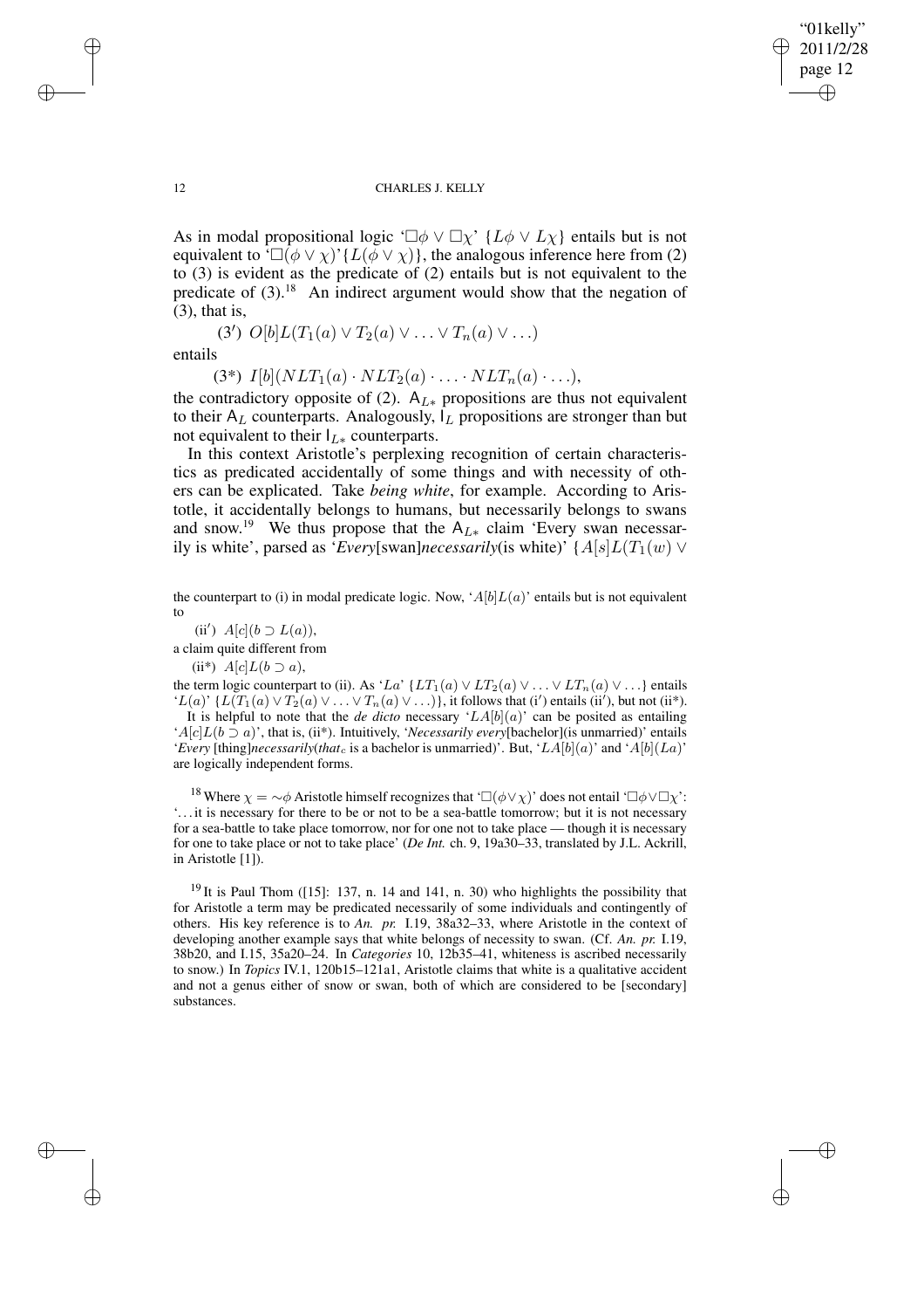As in modal propositional logic '$\Box\phi \vee \Box\chi$' $\{L\phi \vee L\chi\}$ entails but is not equivalent to '$\Box(\phi \vee \chi)$'$\{L(\phi \vee \chi)\}$, the analogous inference here from (2) to (3) is evident as the predicate of (2) entails but is not equivalent to the predicate of (3).[18] An indirect argument would show that the negation of (3), that is,

$(3')$ $O[b]L(T_1(a) \vee T_2(a) \vee \ldots \vee T_n(a) \vee \ldots)$

entails

$(3^*)$ $I[b](NLT_1(a) \cdot NLT_2(a) \cdot \ldots \cdot NLT_n(a) \cdot \ldots)$,

the contradictory opposite of (2). $\mathsf{A}_{L*}$ propositions are thus not equivalent to their $\mathsf{A}_L$ counterparts. Analogously, $\mathsf{I}_L$ propositions are stronger than but not equivalent to their $\mathsf{I}_{L*}$ counterparts.

In this context Aristotle's perplexing recognition of certain characteristics as predicated accidentally of some things and with necessity of others can be explicated. Take *being white*, for example. According to Aristotle, it accidentally belongs to humans, but necessarily belongs to swans and snow.[19] We thus propose that the $\mathsf{A}_{L*}$ claim 'Every swan necessarily is white', parsed as '*Every*[swan]*necessarily*(is white)' $\{A[s]L(T_1(w) \vee$

---

the counterpart to (i) in modal predicate logic. Now, '$A[b]L(a)$' entails but is not equivalent to

$(\text{ii}')$ $A[c](b \supset L(a))$,

a claim quite different from

$(\text{ii}^*)$ $A[c]L(b \supset a)$,

the term logic counterpart to (ii). As '$La$' $\{LT_1(a) \vee LT_2(a) \vee \ldots \vee LT_n(a) \vee \ldots\}$ entails '$L(a)$' $\{L(T_1(a) \vee T_2(a) \vee \ldots \vee T_n(a) \vee \ldots)\}$, it follows that $(\text{i}')$ entails $(\text{ii}')$, but not $(\text{ii}^*)$.

It is helpful to note that the *de dicto* necessary '$LA[b](a)$' can be posited as entailing '$A[c]L(b \supset a)$', that is, $(\text{ii}^*)$. Intuitively, '*Necessarily every*[bachelor](is unmarried)' entails '*Every* [thing]*necessarily*(*that*$_c$ is a bachelor is unmarried)'. But, '$LA[b](a)$' and '$A[b](La)$' are logically independent forms.

[18] Where $\chi = \sim\phi$ Aristotle himself recognizes that '$\Box(\phi \vee \chi)$' does not entail '$\Box\phi \vee \Box\chi$': '. . . it is necessary for there to be or not to be a sea-battle tomorrow; but it is not necessary for a sea-battle to take place tomorrow, nor for one not to take place — though it is necessary for one to take place or not to take place' (*De Int.* ch. 9, 19a30–33, translated by J.L. Ackrill, in Aristotle [1]).

[19] It is Paul Thom ([15]: 137, n. 14 and 141, n. 30) who highlights the possibility that for Aristotle a term may be predicated necessarily of some individuals and contingently of others. His key reference is to *An. pr.* I.19, 38a32–33, where Aristotle in the context of developing another example says that white belongs of necessity to swan. (Cf. *An. pr.* I.19, 38b20, and I.15, 35a20–24. In *Categories* 10, 12b35–41, whiteness is ascribed necessarily to snow.) In *Topics* IV.1, 120b15–121a1, Aristotle claims that white is a qualitative accident and not a genus either of snow or swan, both of which are considered to be [secondary] substances.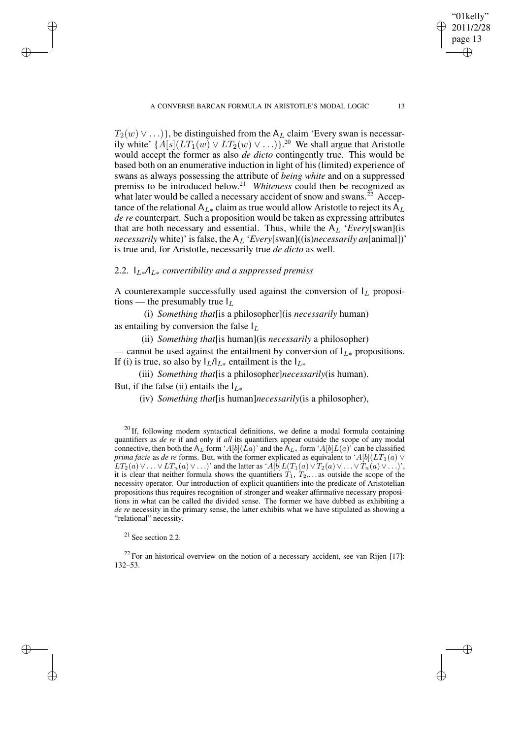$T_2(w) \vee \ldots)\}$, be distinguished from the $\mathsf{A}_L$ claim 'Every swan is necessarily white' $\{A[s](LT_1(w) \vee LT_2(w) \vee \ldots)\}$.[20] We shall argue that Aristotle would accept the former as also *de dicto* contingently true. This would be based both on an enumerative induction in light of his (limited) experience of swans as always possessing the attribute of *being white* and on a suppressed premiss to be introduced below.[21] *Whiteness* could then be recognized as what later would be called a necessary accident of snow and swans.[22] Acceptance of the relational $\mathsf{A}_{L*}$ claim as true would allow Aristotle to reject its $\mathsf{A}_L$ *de re* counterpart. Such a proposition would be taken as expressing attributes that are both necessary and essential. Thus, while the $\mathsf{A}_L$ '*Every*[swan](is *necessarily* white)' is false, the $\mathsf{A}_L$ '*Every*[swan]((is)*necessarily an*[animal])' is true and, for Aristotle, necessarily true *de dicto* as well.

### 2.2. $\mathsf{I}_{L*}$/$\mathsf{I}_{L*}$ *convertibility and a suppressed premiss*

A counterexample successfully used against the conversion of $\mathsf{I}_L$ propositions — the presumably true $\mathsf{I}_L$

(i) *Something that*[is a philosopher](is *necessarily* human)

as entailing by conversion the false $\mathsf{I}_L$

(ii) *Something that*[is human](is *necessarily* a philosopher)

— cannot be used against the entailment by conversion of $\mathsf{I}_{L*}$ propositions. If (i) is true, so also by $\mathsf{I}_L$/$\mathsf{I}_{L*}$ entailment is the $\mathsf{I}_{L*}$

(iii) *Something that*[is a philosopher]*necessarily*(is human).

But, if the false (ii) entails the $\mathsf{I}_{L*}$

(iv) *Something that*[is human]*necessarily*(is a philosopher),

---

[20] If, following modern syntactical definitions, we define a modal formula containing quantifiers as *de re* if and only if *all* its quantifiers appear outside the scope of any modal connective, then both the $\mathsf{A}_L$ form '$A[b](La)$' and the $\mathsf{A}_{L*}$ form '$A[b]L(a)$' can be classified *prima facie* as *de re* forms. But, with the former explicated as equivalent to '$A[b](LT_1(a) \vee LT_2(a) \vee \ldots \vee LT_n(a) \vee \ldots)$' and the latter as '$A[b]L(T_1(a) \vee T_2(a) \vee \ldots \vee T_n(a) \vee \ldots)$', it is clear that neither formula shows the quantifiers $T_1$, $T_2$,... as outside the scope of the necessity operator. Our introduction of explicit quantifiers into the predicate of Aristotelian propositions thus requires recognition of stronger and weaker affirmative necessary propositions in what can be called the divided sense. The former we have dubbed as exhibiting a *de re* necessity in the primary sense, the latter exhibits what we have stipulated as showing a "relational" necessity.

[21] See section 2.2.

[22] For an historical overview on the notion of a necessary accident, see van Rijen [17]: 132–53.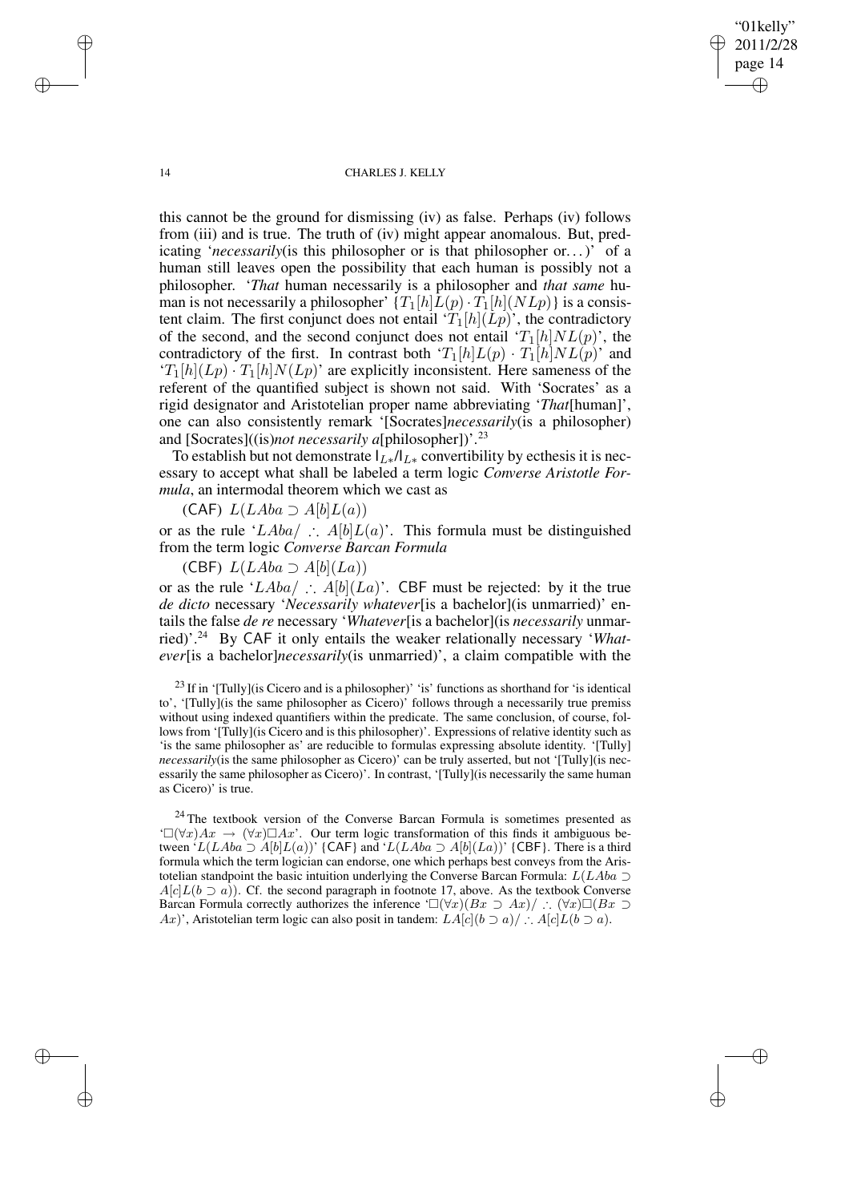this cannot be the ground for dismissing (iv) as false. Perhaps (iv) follows from (iii) and is true. The truth of (iv) might appear anomalous. But, predicating '*necessarily*(is this philosopher or is that philosopher or...)' of a human still leaves open the possibility that each human is possibly not a philosopher. '*That* human necessarily is a philosopher and *that same* human is not necessarily a philosopher' $\{T_1[h]L(p) \cdot T_1[h](NLp)\}$ is a consistent claim. The first conjunct does not entail '$T_1[h](Lp)$', the contradictory of the second, and the second conjunct does not entail '$T_1[h]NL(p)$', the contradictory of the first. In contrast both '$T_1[h]L(p) \cdot T_1[h]NL(p)$' and '$T_1[h](Lp) \cdot T_1[h]N(Lp)$' are explicitly inconsistent. Here sameness of the referent of the quantified subject is shown not said. With 'Socrates' as a rigid designator and Aristotelian proper name abbreviating '*That*[human]', one can also consistently remark '[Socrates]*necessarily*(is a philosopher) and [Socrates]((is)*not necessarily a*[philosopher])'.[23]

To establish but not demonstrate $\mathsf{I}_{L*}/\mathsf{I}_{L*}$ convertibility by ecthesis it is necessary to accept what shall be labeled a term logic *Converse Aristotle Formula*, an intermodal theorem which we cast as

(CAF) $L(LAba \supset A[b]L(a))$

or as the rule '$LAba/ \therefore A[b]L(a)$'. This formula must be distinguished from the term logic *Converse Barcan Formula*

(CBF) $L(LAba \supset A[b](La))$

or as the rule '$LAba/ \therefore A[b](La)$'. CBF must be rejected: by it the true *de dicto* necessary '*Necessarily whatever*[is a bachelor](is unmarried)' entails the false *de re* necessary '*Whatever*[is a bachelor](is *necessarily* unmarried)'.[24] By CAF it only entails the weaker relationally necessary '*Whatever*[is a bachelor]*necessarily*(is unmarried)', a claim compatible with the

[23] If in '[Tully](is Cicero and is a philosopher)' 'is' functions as shorthand for 'is identical to', '[Tully](is the same philosopher as Cicero)' follows through a necessarily true premiss without using indexed quantifiers within the predicate. The same conclusion, of course, follows from '[Tully](is Cicero and is this philosopher)'. Expressions of relative identity such as 'is the same philosopher as' are reducible to formulas expressing absolute identity. '[Tully] *necessarily*(is the same philosopher as Cicero)' can be truly asserted, but not '[Tully](is necessarily the same philosopher as Cicero)'. In contrast, '[Tully](is necessarily the same human as Cicero)' is true.

[24] The textbook version of the Converse Barcan Formula is sometimes presented as '$\Box(\forall x)Ax \rightarrow (\forall x)\Box Ax$'. Our term logic transformation of this finds it ambiguous between '$L(LAba \supset A[b]L(a))$' {CAF} and '$L(LAba \supset A[b](La))$' {CBF}. There is a third formula which the term logician can endorse, one which perhaps best conveys from the Aristotelian standpoint the basic intuition underlying the Converse Barcan Formula: $L(LAba \supset A[c]L(b \supset a))$. Cf. the second paragraph in footnote 17, above. As the textbook Converse Barcan Formula correctly authorizes the inference '$\Box(\forall x)(Bx \supset Ax)/ \therefore (\forall x)\Box(Bx \supset Ax)$', Aristotelian term logic can also posit in tandem: $LA[c](b \supset a)/ \therefore A[c]L(b \supset a)$.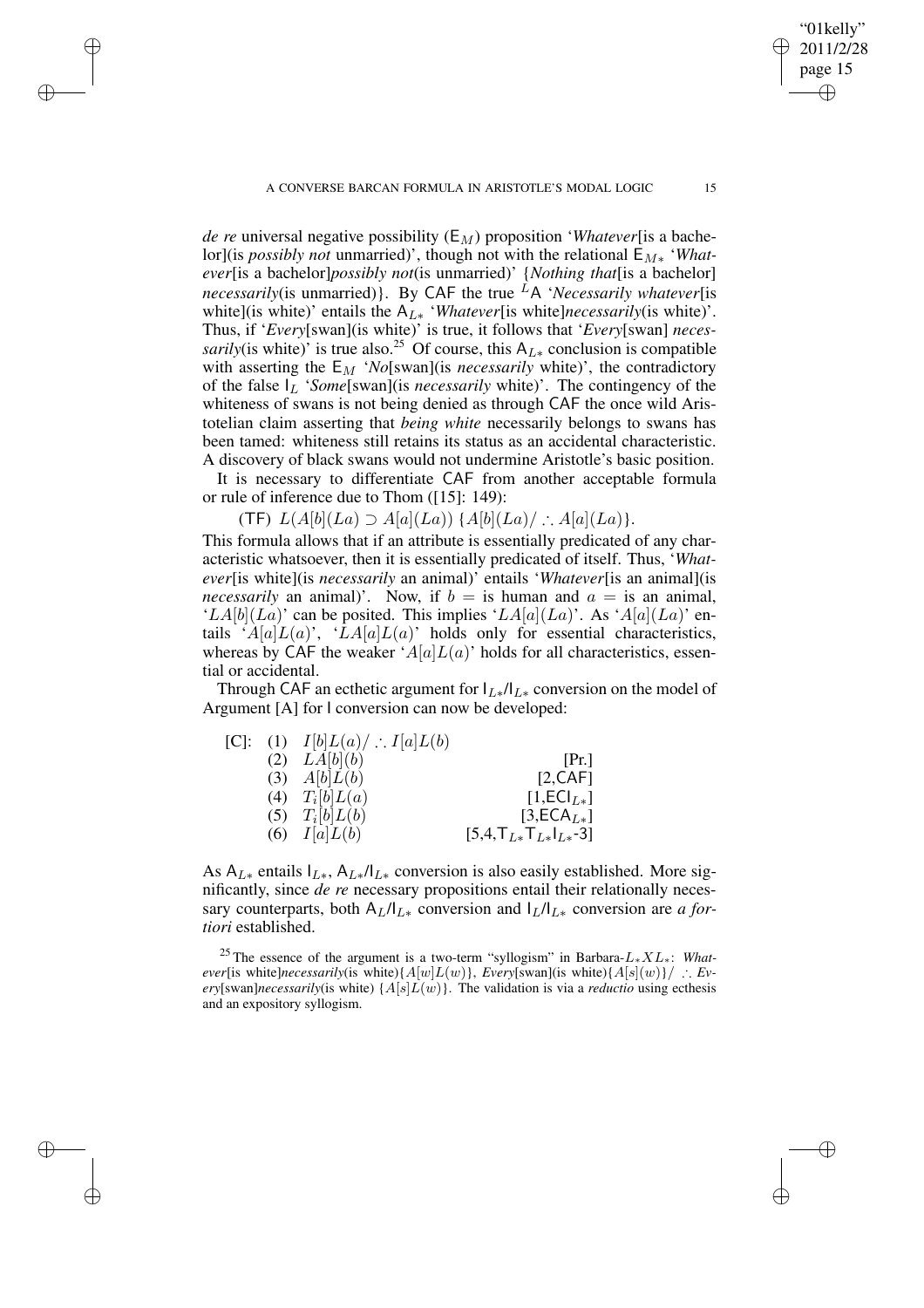*de re* universal negative possibility ($\mathsf{E}_M$) proposition '*Whatever*[is a bachelor](is *possibly not* unmarried)', though not with the relational $\mathsf{E}_{M*}$ '*Whatever*[is a bachelor]*possibly not*(is unmarried)' {*Nothing that*[is a bachelor] *necessarily*(is unmarried)}. By CAF the true ${}^L\mathsf{A}$ '*Necessarily whatever*[is white](is white)' entails the $\mathsf{A}_{L*}$ '*Whatever*[is white]*necessarily*(is white)'. Thus, if '*Every*[swan](is white)' is true, it follows that '*Every*[swan] *necessarily*(is white)' is true also.[25] Of course, this $\mathsf{A}_{L*}$ conclusion is compatible with asserting the $\mathsf{E}_M$ '*No*[swan](is *necessarily* white)', the contradictory of the false $\mathsf{I}_L$ '*Some*[swan](is *necessarily* white)'. The contingency of the whiteness of swans is not being denied as through CAF the once wild Aristotelian claim asserting that *being white* necessarily belongs to swans has been tamed: whiteness still retains its status as an accidental characteristic. A discovery of black swans would not undermine Aristotle's basic position.

It is necessary to differentiate CAF from another acceptable formula or rule of inference due to Thom ([15]: 149):

(TF) $L(A[b](La) \supset A[a](La))$ $\{A[b](La)/ \therefore A[a](La)\}$.

This formula allows that if an attribute is essentially predicated of any characteristic whatsoever, then it is essentially predicated of itself. Thus, '*Whatever*[is white](is *necessarily* an animal)' entails '*Whatever*[is an animal](is *necessarily* an animal)'. Now, if $b =$ is human and $a =$ is an animal, '$LA[b](La)$' can be posited. This implies '$LA[a](La)$'. As '$A[a](La)$' entails '$A[a]L(a)$', '$LA[a]L(a)$' holds only for essential characteristics, whereas by CAF the weaker '$A[a]L(a)$' holds for all characteristics, essential or accidental.

Through CAF an ecthetic argument for $\mathsf{I}_{L*}/\mathsf{I}_{L*}$ conversion on the model of Argument [A] for I conversion can now be developed:

| | | | |
|---|---|---|---|
| [C]: | (1) | $I[b]L(a)/ \therefore I[a]L(b)$ | |
| | (2) | $LA[b](b)$ | [Pr.] |
| | (3) | $A[b]L(b)$ | [2,CAF] |
| | (4) | $T_i[b]L(a)$ | [1,$\mathsf{ECI}_{L*}$] |
| | (5) | $T_i[b]L(b)$ | [3,$\mathsf{ECA}_{L*}$] |
| | (6) | $I[a]L(b)$ | [5,4,$\mathsf{T}_{L*}\mathsf{T}_{L*}\mathsf{I}_{L*}$-3] |

As $\mathsf{A}_{L*}$ entails $\mathsf{I}_{L*}$, $\mathsf{A}_{L*}/\mathsf{I}_{L*}$ conversion is also easily established. More significantly, since *de re* necessary propositions entail their relationally necessary counterparts, both $\mathsf{A}_L/\mathsf{I}_{L*}$ conversion and $\mathsf{I}_L/\mathsf{I}_{L*}$ conversion are *a fortiori* established.

[25] The essence of the argument is a two-term "syllogism" in Barbara-$L_*XL_*$: *Whatever*[is white]*necessarily*(is white)$\{A[w]L(w)\}$, *Every*[swan](is white)$\{A[s](w)\}/ \therefore$ *Every*[swan]*necessarily*(is white) $\{A[s]L(w)\}$. The validation is via a *reductio* using ecthesis and an expository syllogism.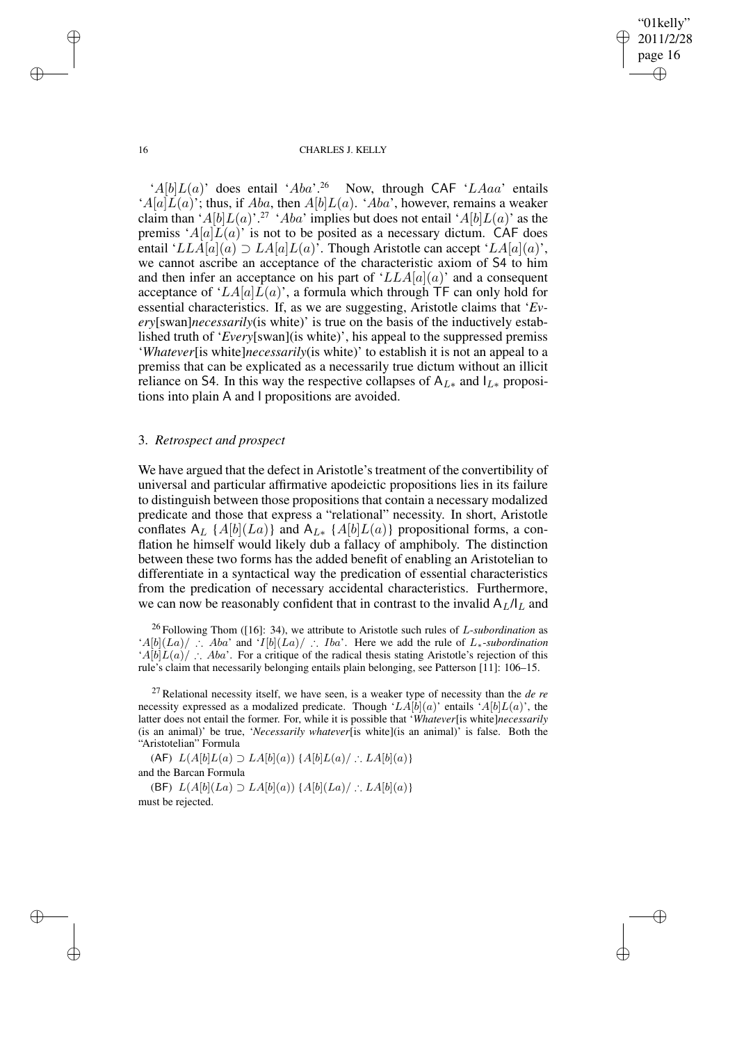'$A[b]L(a)$' does entail '$Aba$'.[26] Now, through CAF '$LAaa$' entails '$A[a]L(a)$'; thus, if $Aba$, then $A[b]L(a)$. '$Aba$', however, remains a weaker claim than '$A[b]L(a)$'.[27] '$Aba$' implies but does not entail '$A[b]L(a)$' as the premiss '$A[a]L(a)$' is not to be posited as a necessary dictum. CAF does entail '$LLA[a](a) \supset LA[a]L(a)$'. Though Aristotle can accept '$LA[a](a)$', we cannot ascribe an acceptance of the characteristic axiom of S4 to him and then infer an acceptance on his part of '$LLA[a](a)$' and a consequent acceptance of '$LA[a]L(a)$', a formula which through TF can only hold for essential characteristics. If, as we are suggesting, Aristotle claims that '*Every*[swan]*necessarily*(is white)' is true on the basis of the inductively established truth of '*Every*[swan](is white)', his appeal to the suppressed premiss '*Whatever*[is white]*necessarily*(is white)' to establish it is not an appeal to a premiss that can be explicated as a necessarily true dictum without an illicit reliance on S4. In this way the respective collapses of $\mathsf{A}_{L*}$ and $\mathsf{I}_{L*}$ propositions into plain A and I propositions are avoided.

## 3. *Retrospect and prospect*

We have argued that the defect in Aristotle's treatment of the convertibility of universal and particular affirmative apodeictic propositions lies in its failure to distinguish between those propositions that contain a necessary modalized predicate and those that express a "relational" necessity. In short, Aristotle conflates $\mathsf{A}_L$ $\{A[b](La)\}$ and $\mathsf{A}_{L*}$ $\{A[b]L(a)\}$ propositional forms, a conflation he himself would likely dub a fallacy of amphiboly. The distinction between these two forms has the added benefit of enabling an Aristotelian to differentiate in a syntactical way the predication of essential characteristics from the predication of necessary accidental characteristics. Furthermore, we can now be reasonably confident that in contrast to the invalid $\mathsf{A}_L/\mathsf{I}_L$ and

[26] Following Thom ([16]: 34), we attribute to Aristotle such rules of *L-subordination* as '$A[b](La)/ \therefore Aba$' and '$I[b](La)/ \therefore Iba$'. Here we add the rule of $L_*$*-subordination* '$A[b]L(a)/ \therefore Aba$'. For a critique of the radical thesis stating Aristotle's rejection of this rule's claim that necessarily belonging entails plain belonging, see Patterson [11]: 106–15.

[27] Relational necessity itself, we have seen, is a weaker type of necessity than the *de re* necessity expressed as a modalized predicate. Though '$LA[b](a)$' entails '$A[b]L(a)$', the latter does not entail the former. For, while it is possible that '*Whatever*[is white]*necessarily* (is an animal)' be true, '*Necessarily whatever*[is white](is an animal)' is false. Both the "Aristotelian" Formula

(AF) $L(A[b]L(a) \supset LA[b](a))$ $\{A[b]L(a)/ \therefore LA[b](a)\}$

and the Barcan Formula

(BF) $L(A[b](La) \supset LA[b](a))$ $\{A[b](La)/ \therefore LA[b](a)\}$

must be rejected.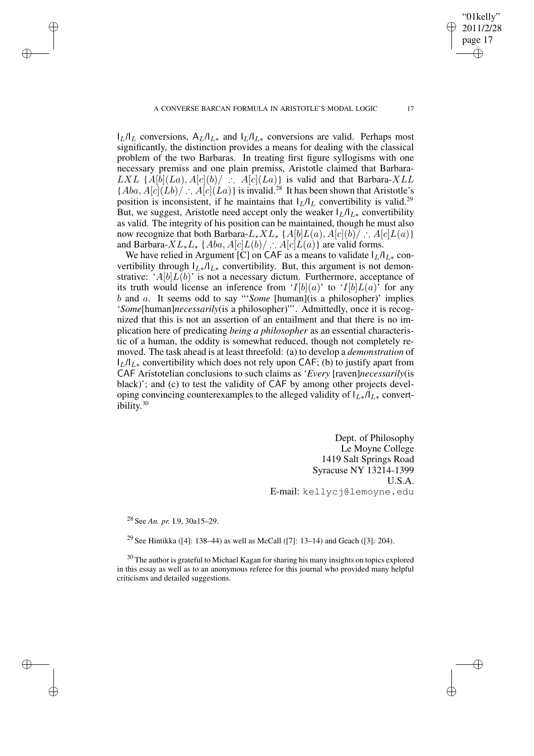$\mathsf{I}_L/\mathsf{I}_L$ conversions, $\mathsf{A}_L/\mathsf{I}_{L*}$ and $\mathsf{I}_L/\mathsf{I}_{L*}$ conversions are valid. Perhaps most significantly, the distinction provides a means for dealing with the classical problem of the two Barbaras. In treating first figure syllogisms with one necessary premiss and one plain premiss, Aristotle claimed that Barbara-$LXL$ $\{A[b](La), A[c](b)/ \therefore A[c](La)\}$ is valid and that Barbara-$XLL$ $\{Aba, A[c](Lb)/ \therefore A[c](La)\}$ is invalid.[28] It has been shown that Aristotle's position is inconsistent, if he maintains that $\mathsf{I}_L/\mathsf{I}_L$ convertibility is valid.[29] But, we suggest, Aristotle need accept only the weaker $\mathsf{I}_L/\mathsf{I}_{L*}$ convertibility as valid. The integrity of his position can be maintained, though he must also now recognize that both Barbara-$L_*XL_*$ $\{A[b]L(a), A[c](b)/ \therefore A[c]L(a)\}$ and Barbara-$XL_*L_*$ $\{Aba, A[c]L(b)/ \therefore A[c]L(a)\}$ are valid forms.

We have relied in Argument [C] on $\mathsf{CAF}$ as a means to validate $\mathsf{I}_L/\mathsf{I}_{L*}$ convertibility through $\mathsf{I}_{L*}/\mathsf{I}_{L*}$ convertibility. But, this argument is not demonstrative: '$A[b]L(b)$' is not a necessary dictum. Furthermore, acceptance of its truth would license an inference from '$I[b](a)$' to '$I[b]L(a)$' for any $b$ and $a$. It seems odd to say "'*Some* [human](is a philosopher)' implies '*Some*[human]*necessarily*(is a philosopher)"'. Admittedly, once it is recognized that this is not an assertion of an entailment and that there is no implication here of predicating *being a philosopher* as an essential characteristic of a human, the oddity is somewhat reduced, though not completely removed. The task ahead is at least threefold: (a) to develop a *demonstration* of $\mathsf{I}_L/\mathsf{I}_{L*}$ convertibility which does not rely upon $\mathsf{CAF}$; (b) to justify apart from $\mathsf{CAF}$ Aristotelian conclusions to such claims as '*Every* [raven]*necessarily*(is black)'; and (c) to test the validity of $\mathsf{CAF}$ by among other projects developing convincing counterexamples to the alleged validity of $\mathsf{I}_{L*}/\mathsf{I}_{L*}$ convertibility.[30]

Dept. of Philosophy
Le Moyne College
1419 Salt Springs Road
Syracuse NY 13214-1399
U.S.A.
E-mail: kellycj@lemoyne.edu

[28] See *An. pr.* I.9, 30a15–29.

[29] See Hintikka ([4]: 138–44) as well as McCall ([7]: 13–14) and Geach ([3]: 204).

[30] The author is grateful to Michael Kagan for sharing his many insights on topics explored in this essay as well as to an anonymous referee for this journal who provided many helpful criticisms and detailed suggestions.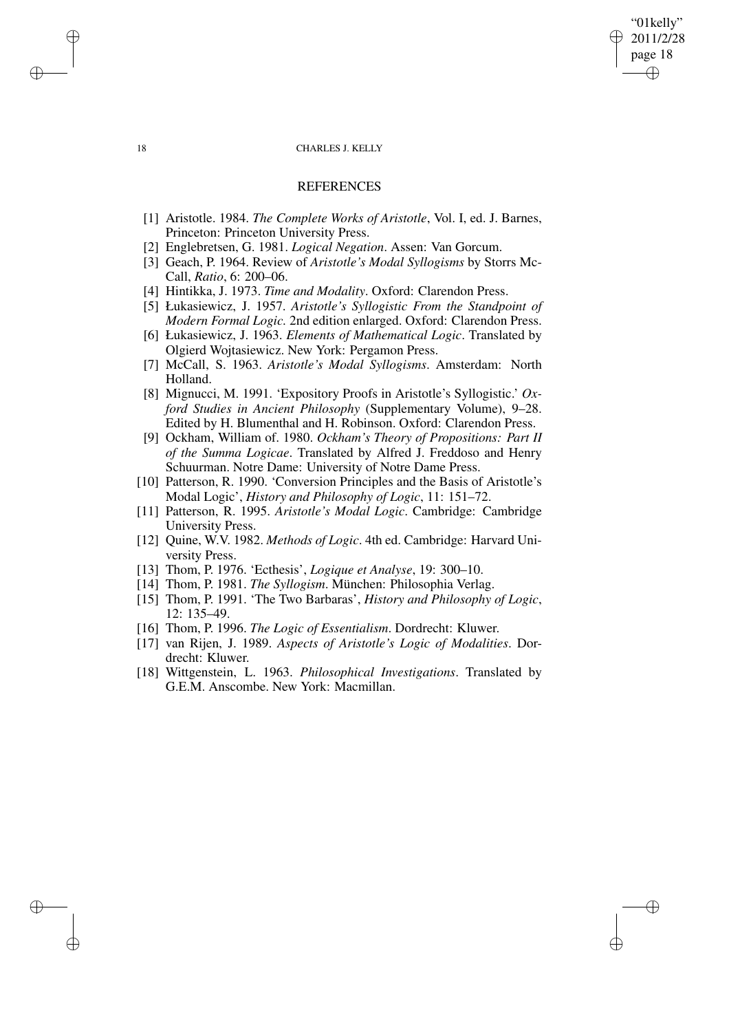## REFERENCES

[1] Aristotle. 1984. *The Complete Works of Aristotle*, Vol. I, ed. J. Barnes, Princeton: Princeton University Press.

[2] Englebretsen, G. 1981. *Logical Negation*. Assen: Van Gorcum.

[3] Geach, P. 1964. Review of *Aristotle's Modal Syllogisms* by Storrs McCall, *Ratio*, 6: 200–06.

[4] Hintikka, J. 1973. *Time and Modality*. Oxford: Clarendon Press.

[5] Łukasiewicz, J. 1957. *Aristotle's Syllogistic From the Standpoint of Modern Formal Logic*. 2nd edition enlarged. Oxford: Clarendon Press.

[6] Łukasiewicz, J. 1963. *Elements of Mathematical Logic*. Translated by Olgierd Wojtasiewicz. New York: Pergamon Press.

[7] McCall, S. 1963. *Aristotle's Modal Syllogisms*. Amsterdam: North Holland.

[8] Mignucci, M. 1991. 'Expository Proofs in Aristotle's Syllogistic.' *Oxford Studies in Ancient Philosophy* (Supplementary Volume), 9–28. Edited by H. Blumenthal and H. Robinson. Oxford: Clarendon Press.

[9] Ockham, William of. 1980. *Ockham's Theory of Propositions: Part II of the Summa Logicae*. Translated by Alfred J. Freddoso and Henry Schuurman. Notre Dame: University of Notre Dame Press.

[10] Patterson, R. 1990. 'Conversion Principles and the Basis of Aristotle's Modal Logic', *History and Philosophy of Logic*, 11: 151–72.

[11] Patterson, R. 1995. *Aristotle's Modal Logic*. Cambridge: Cambridge University Press.

[12] Quine, W.V. 1982. *Methods of Logic*. 4th ed. Cambridge: Harvard University Press.

[13] Thom, P. 1976. 'Ecthesis', *Logique et Analyse*, 19: 300–10.

[14] Thom, P. 1981. *The Syllogism*. München: Philosophia Verlag.

[15] Thom, P. 1991. 'The Two Barbaras', *History and Philosophy of Logic*, 12: 135–49.

[16] Thom, P. 1996. *The Logic of Essentialism*. Dordrecht: Kluwer.

[17] van Rijen, J. 1989. *Aspects of Aristotle's Logic of Modalities*. Dordrecht: Kluwer.

[18] Wittgenstein, L. 1963. *Philosophical Investigations*. Translated by G.E.M. Anscombe. New York: Macmillan.